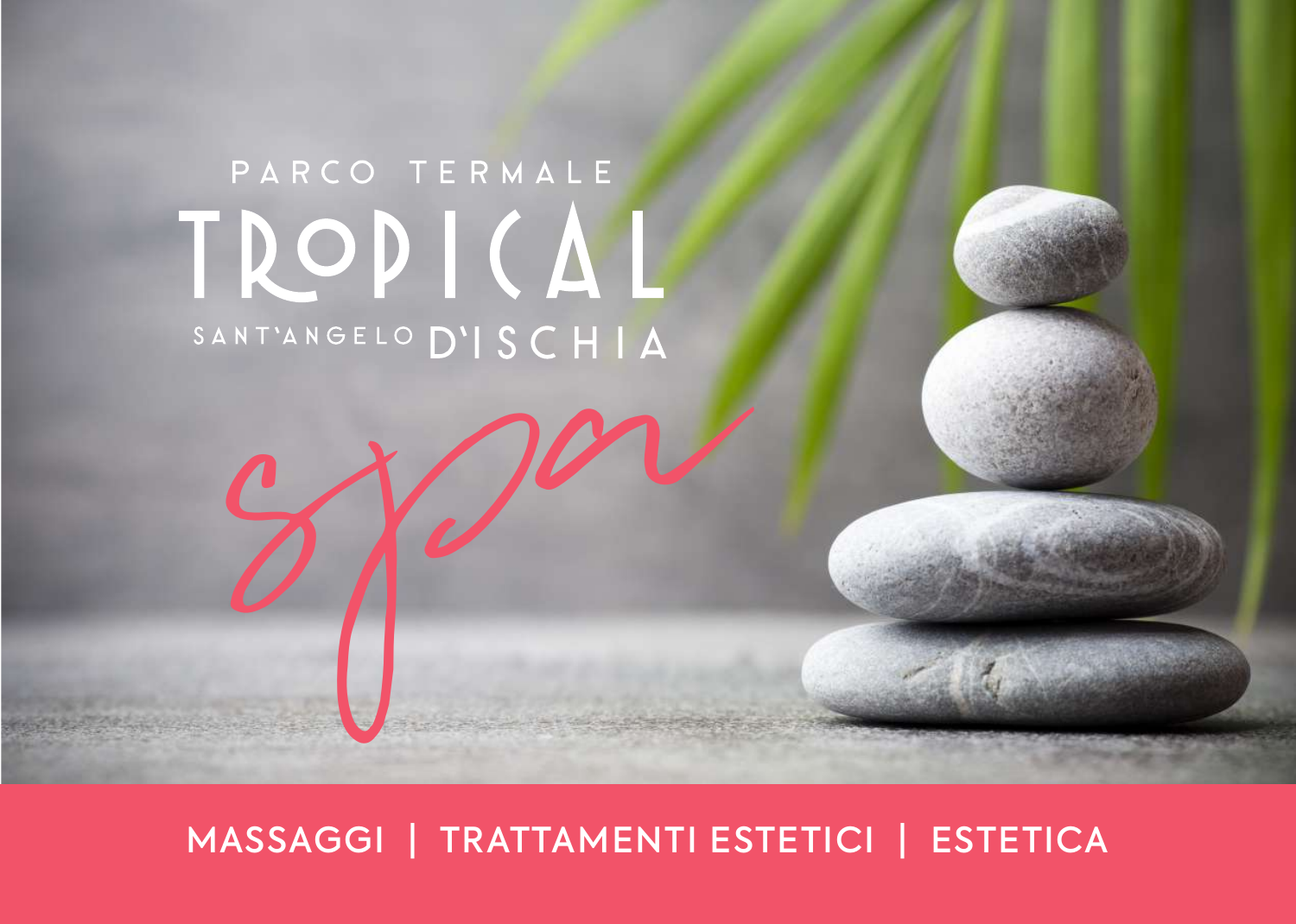PARCO TERMALE

# TROPICAL

SANT'ANGELO D'ISCHIA

## spa

MASSAGGI | TRATTAMENTI ESTETICI | ESTETICA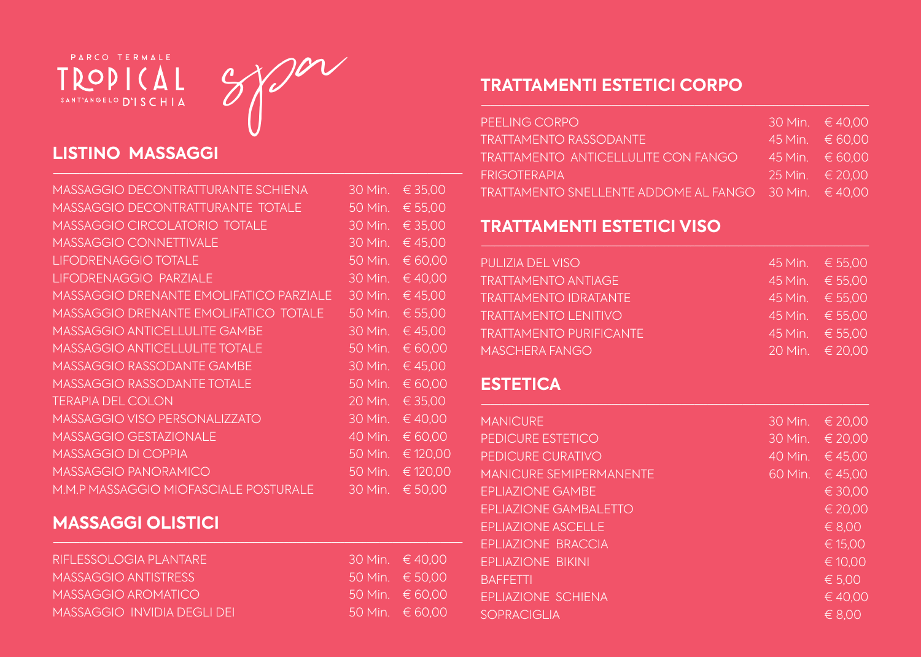PARCO TERMALE TROPICAL SANT'ANGELO D'ISCHIA spa

## LISTINO MASSAGGI

| | | |
|---|---|---|
| MASSAGGIO DECONTRATTURANTE SCHIENA | 30 Min. | € 35,00 |
| MASSAGGIO DECONTRATTURANTE TOTALE | 50 Min. | € 55,00 |
| MASSAGGIO CIRCOLATORIO TOTALE | 30 Min. | € 35,00 |
| MASSAGGIO CONNETTIVALE | 30 Min. | € 45,00 |
| LIFODRENAGGIO TOTALE | 50 Min. | € 60,00 |
| LIFODRENAGGIO PARZIALE | 30 Min. | € 40,00 |
| MASSAGGIO DRENANTE EMOLIFATICO PARZIALE | 30 Min. | € 45,00 |
| MASSAGGIO DRENANTE EMOLIFATICO TOTALE | 50 Min. | € 55,00 |
| MASSAGGIO ANTICELLULITE GAMBE | 30 Min. | € 45,00 |
| MASSAGGIO ANTICELLULITE TOTALE | 50 Min. | € 60,00 |
| MASSAGGIO RASSODANTE GAMBE | 30 Min. | € 45,00 |
| MASSAGGIO RASSODANTE TOTALE | 50 Min. | € 60,00 |
| TERAPIA DEL COLON | 20 Min. | € 35,00 |
| MASSAGGIO VISO PERSONALIZZATO | 30 Min. | € 40,00 |
| MASSAGGIO GESTAZIONALE | 40 Min. | € 60,00 |
| MASSAGGIO DI COPPIA | 50 Min. | € 120,00 |
| MASSAGGIO PANORAMICO | 50 Min. | € 120,00 |
| M.M.P MASSAGGIO MIOFASCIALE POSTURALE | 30 Min. | € 50,00 |

## MASSAGGI OLISTICI

| | | |
|---|---|---|
| RIFLESSOLOGIA PLANTARE | 30 Min. | € 40,00 |
| MASSAGGIO ANTISTRESS | 50 Min. | € 50,00 |
| MASSAGGIO AROMATICO | 50 Min. | € 60,00 |
| MASSAGGIO INVIDIA DEGLI DEI | 50 Min. | € 60,00 |

## TRATTAMENTI ESTETICI CORPO

| | | |
|---|---|---|
| PEELING CORPO | 30 Min. | € 40,00 |
| TRATTAMENTO RASSODANTE | 45 Min. | € 60,00 |
| TRATTAMENTO ANTICELLULITE CON FANGO | 45 Min. | € 60,00 |
| FRIGOTERAPIA | 25 Min. | € 20,00 |
| TRATTAMENTO SNELLENTE ADDOME AL FANGO | 30 Min. | € 40,00 |

## TRATTAMENTI ESTETICI VISO

| | | |
|---|---|---|
| PULIZIA DEL VISO | 45 Min. | € 55,00 |
| TRATTAMENTO ANTIAGE | 45 Min. | € 55,00 |
| TRATTAMENTO IDRATANTE | 45 Min. | € 55,00 |
| TRATTAMENTO LENITIVO | 45 Min. | € 55,00 |
| TRATTAMENTO PURIFICANTE | 45 Min. | € 55,00 |
| MASCHERA FANGO | 20 Min. | € 20,00 |

## ESTETICA

| | | |
|---|---|---|
| MANICURE | 30 Min. | € 20,00 |
| PEDICURE ESTETICO | 30 Min. | € 20,00 |
| PEDICURE CURATIVO | 40 Min. | € 45,00 |
| MANICURE SEMIPERMANENTE | 60 Min. | € 45,00 |
| EPLIAZIONE GAMBE | | € 30,00 |
| EPLIAZIONE GAMBALETTO | | € 20,00 |
| EPLIAZIONE ASCELLE | | € 8,00 |
| EPLIAZIONE BRACCIA | | € 15,00 |
| EPLIAZIONE BIKINI | | € 10,00 |
| BAFFETTI | | € 5,00 |
| EPLIAZIONE SCHIENA | | € 40,00 |
| SOPRACIGLIA | | € 8,00 |